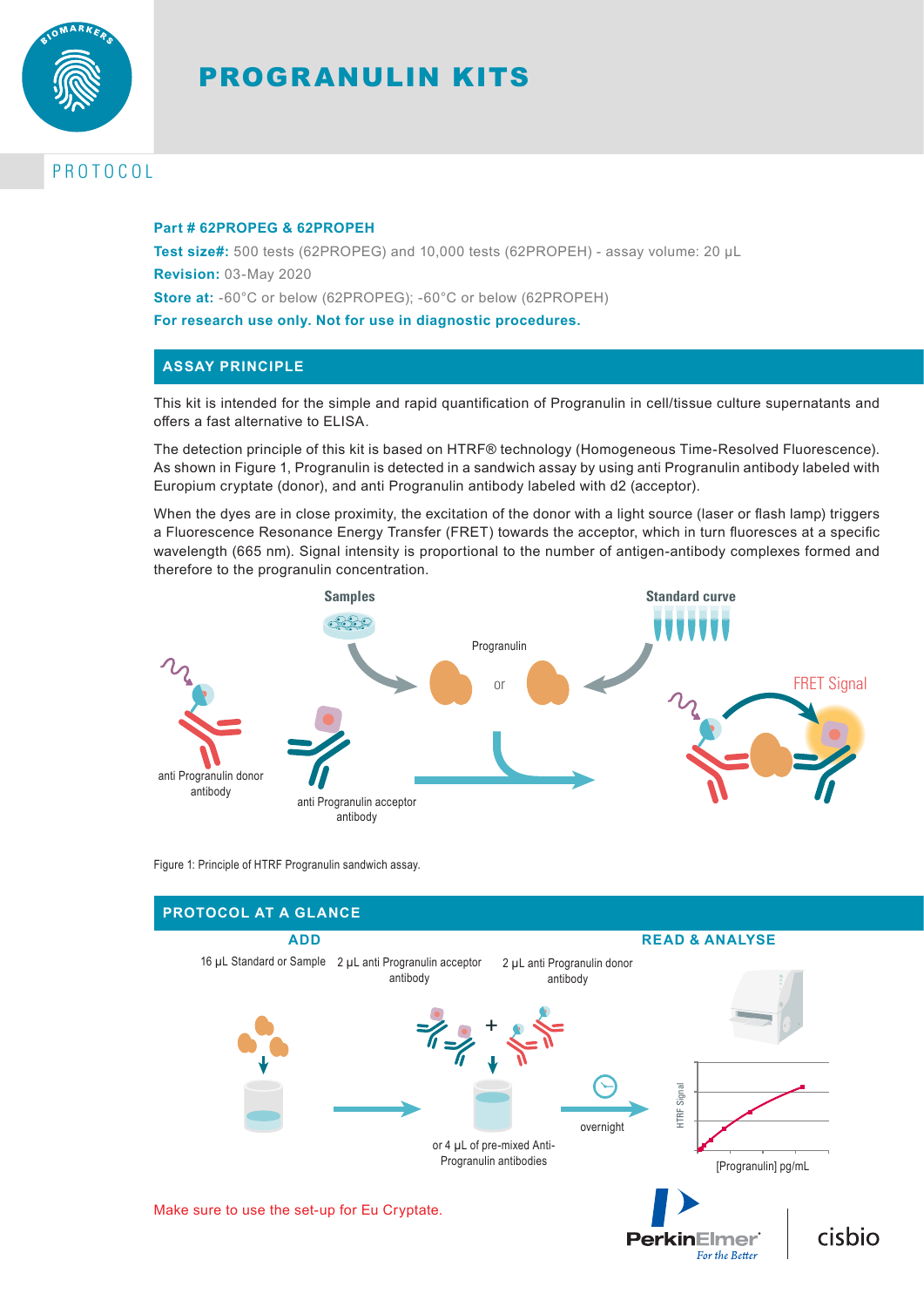# PROGRANULIN KITS

## PROTOCOL

**Part # 62PROPEG & 62PROPEH**

**Test size#:** 500 tests (62PROPEG) and 10,000 tests (62PROPEH) - assay volume: 20 µL

**Revision:** 03-May 2020

**Store at:** -60°C or below (62PROPEG); -60°C or below (62PROPEH)

**For research use only. Not for use in diagnostic procedures.**

## ASSAY PRINCIPLE

This kit is intended for the simple and rapid quantification of Progranulin in cell/tissue culture supernatants and offers a fast alternative to ELISA.

The detection principle of this kit is based on HTRF® technology (Homogeneous Time-Resolved Fluorescence). As shown in Figure 1, Progranulin is detected in a sandwich assay by using anti Progranulin antibody labeled with Europium cryptate (donor), and anti Progranulin antibody labeled with d2 (acceptor).

When the dyes are in close proximity, the excitation of the donor with a light source (laser or flash lamp) triggers a Fluorescence Resonance Energy Transfer (FRET) towards the acceptor, which in turn fluoresces at a specific wavelength (665 nm). Signal intensity is proportional to the number of antigen-antibody complexes formed and therefore to the progranulin concentration.

Samples · Standard curve · Progranulin or · anti Progranulin donor antibody · anti Progranulin acceptor antibody · FRET Signal

Figure 1: Principle of HTRF Progranulin sandwich assay.

## PROTOCOL AT A GLANCE

**ADD**

16 µL Standard or Sample → 2 µL anti Progranulin acceptor antibody + 2 µL anti Progranulin donor antibody (or 4 µL of pre-mixed Anti-Progranulin antibodies) → overnight

**READ & ANALYSE**

HTRF Signal vs. [Progranulin] pg/mL

Make sure to use the set-up for Eu Cryptate.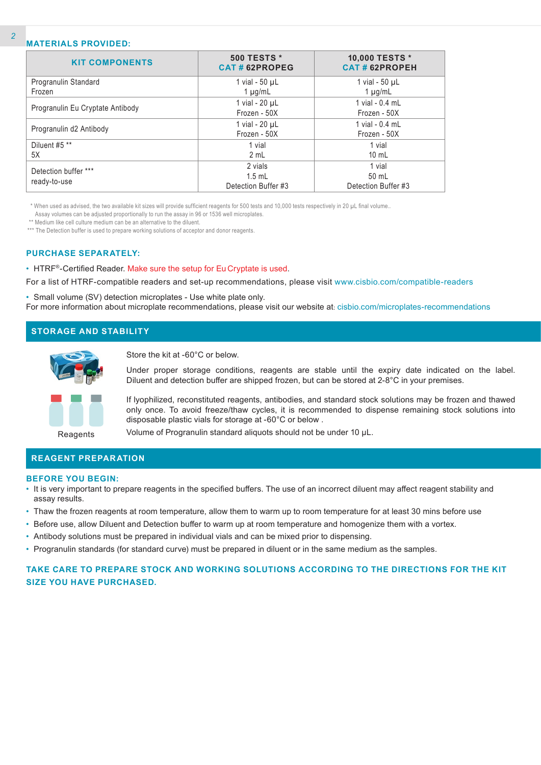## MATERIALS PROVIDED:

| KIT COMPONENTS | 500 TESTS * CAT # 62PROPEG | 10,000 TESTS * CAT # 62PROPEH |
|---|---|---|
| Progranulin Standard Frozen | 1 vial - 50 µL 1 µg/mL | 1 vial - 50 µL 1 µg/mL |
| Progranulin Eu Cryptate Antibody | 1 vial - 20 µL Frozen - 50X | 1 vial - 0.4 mL Frozen - 50X |
| Progranulin d2 Antibody | 1 vial - 20 µL Frozen - 50X | 1 vial - 0.4 mL Frozen - 50X |
| Diluent #5 ** 5X | 1 vial 2 mL | 1 vial 10 mL |
| Detection buffer *** ready-to-use | 2 vials 1.5 mL Detection Buffer #3 | 1 vial 50 mL Detection Buffer #3 |

* When used as advised, the two available kit sizes will provide sufficient reagents for 500 tests and 10,000 tests respectively in 20 µL final volume..
Assay volumes can be adjusted proportionally to run the assay in 96 or 1536 well microplates.
** Medium like cell culture medium can be an alternative to the diluent.
*** The Detection buffer is used to prepare working solutions of acceptor and donor reagents.

## PURCHASE SEPARATELY:

- HTRF®-Certified Reader. Make sure the setup for Eu Cryptate is used.

For a list of HTRF-compatible readers and set-up recommendations, please visit www.cisbio.com/compatible-readers

- Small volume (SV) detection microplates - Use white plate only.

For more information about microplate recommendations, please visit our website at: cisbio.com/microplates-recommendations

## STORAGE AND STABILITY

Reagents

Store the kit at -60°C or below.

Under proper storage conditions, reagents are stable until the expiry date indicated on the label. Diluent and detection buffer are shipped frozen, but can be stored at 2-8°C in your premises.

If lyophilized, reconstituted reagents, antibodies, and standard stock solutions may be frozen and thawed only once. To avoid freeze/thaw cycles, it is recommended to dispense remaining stock solutions into disposable plastic vials for storage at -60°C or below .

Volume of Progranulin standard aliquots should not be under 10 µL.

## REAGENT PREPARATION

### BEFORE YOU BEGIN:

- It is very important to prepare reagents in the specified buffers. The use of an incorrect diluent may affect reagent stability and assay results.
- Thaw the frozen reagents at room temperature, allow them to warm up to room temperature for at least 30 mins before use
- Before use, allow Diluent and Detection buffer to warm up at room temperature and homogenize them with a vortex.
- Antibody solutions must be prepared in individual vials and can be mixed prior to dispensing.
- Progranulin standards (for standard curve) must be prepared in diluent or in the same medium as the samples.

**TAKE CARE TO PREPARE STOCK AND WORKING SOLUTIONS ACCORDING TO THE DIRECTIONS FOR THE KIT SIZE YOU HAVE PURCHASED.**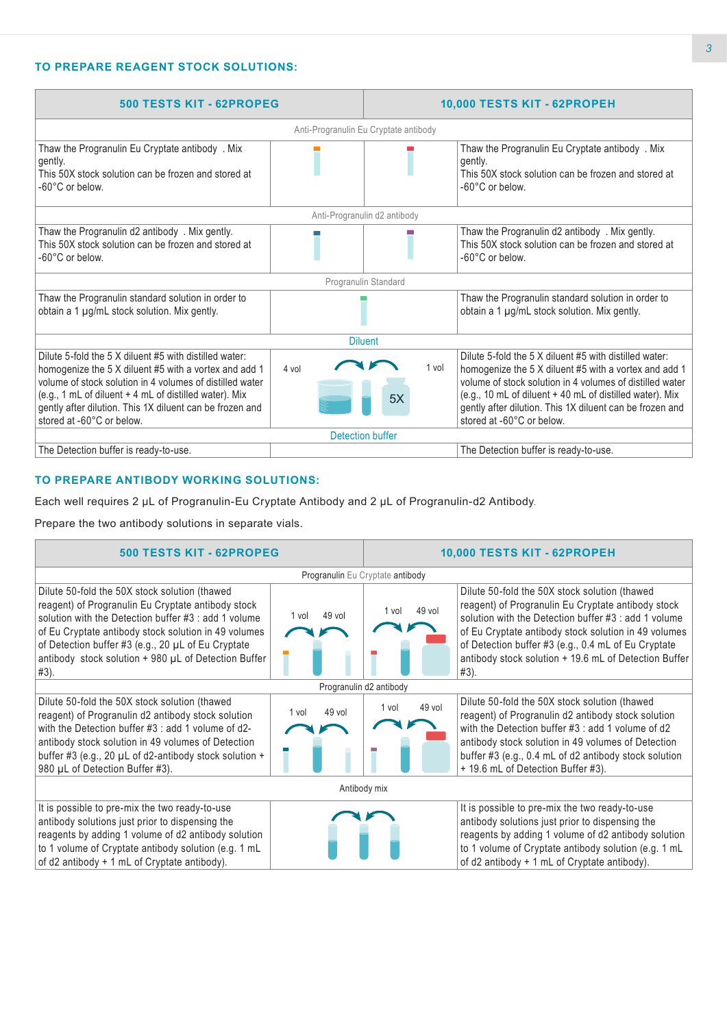### TO PREPARE REAGENT STOCK SOLUTIONS:

| 500 TESTS KIT - 62PROPEG | | | 10,000 TESTS KIT - 62PROPEH |
|---|---|---|---|
| Anti-Progranulin Eu Cryptate antibody | | | |
| Thaw the Progranulin Eu Cryptate antibody . Mix gently. This 50X stock solution can be frozen and stored at -60°C or below. | | | Thaw the Progranulin Eu Cryptate antibody . Mix gently. This 50X stock solution can be frozen and stored at -60°C or below. |
| Anti-Progranulin d2 antibody | | | |
| Thaw the Progranulin d2 antibody . Mix gently. This 50X stock solution can be frozen and stored at -60°C or below. | | | Thaw the Progranulin d2 antibody . Mix gently. This 50X stock solution can be frozen and stored at -60°C or below. |
| Progranulin Standard | | | |
| Thaw the Progranulin standard solution in order to obtain a 1 µg/mL stock solution. Mix gently. | | | Thaw the Progranulin standard solution in order to obtain a 1 µg/mL stock solution. Mix gently. |
| Diluent | | | |
| Dilute 5-fold the 5 X diluent #5 with distilled water: homogenize the 5 X diluent #5 with a vortex and add 1 volume of stock solution in 4 volumes of distilled water (e.g., 1 mL of diluent + 4 mL of distilled water). Mix gently after dilution. This 1X diluent can be frozen and stored at -60°C or below. | 4 vol | 1 vol 5X | Dilute 5-fold the 5 X diluent #5 with distilled water: homogenize the 5 X diluent #5 with a vortex and add 1 volume of stock solution in 4 volumes of distilled water (e.g., 10 mL of diluent + 40 mL of distilled water). Mix gently after dilution. This 1X diluent can be frozen and stored at -60°C or below. |
| Detection buffer | | | |
| The Detection buffer is ready-to-use. | | | The Detection buffer is ready-to-use. |

### TO PREPARE ANTIBODY WORKING SOLUTIONS:

Each well requires 2 µL of Progranulin-Eu Cryptate Antibody and 2 µL of Progranulin-d2 Antibody.

Prepare the two antibody solutions in separate vials.

| 500 TESTS KIT - 62PROPEG | | | 10,000 TESTS KIT - 62PROPEH |
|---|---|---|---|
| Progranulin Eu Cryptate antibody | | | |
| Dilute 50-fold the 50X stock solution (thawed reagent) of Progranulin Eu Cryptate antibody stock solution with the Detection buffer #3 : add 1 volume of Eu Cryptate antibody stock solution in 49 volumes of Detection buffer #3 (e.g., 20 µL of Eu Cryptate antibody stock solution + 980 µL of Detection Buffer #3). | 1 vol 49 vol | 1 vol 49 vol | Dilute 50-fold the 50X stock solution (thawed reagent) of Progranulin Eu Cryptate antibody stock solution with the Detection buffer #3 : add 1 volume of Eu Cryptate antibody stock solution in 49 volumes of Detection buffer #3 (e.g., 0.4 mL of Eu Cryptate antibody stock solution + 19.6 mL of Detection Buffer #3). |
| Progranulin d2 antibody | | | |
| Dilute 50-fold the 50X stock solution (thawed reagent) of Progranulin d2 antibody stock solution with the Detection buffer #3 : add 1 volume of d2-antibody stock solution in 49 volumes of Detection buffer #3 (e.g., 20 µL of d2-antibody stock solution + 980 µL of Detection Buffer #3). | 1 vol 49 vol | 1 vol 49 vol | Dilute 50-fold the 50X stock solution (thawed reagent) of Progranulin d2 antibody stock solution with the Detection buffer #3 : add 1 volume of d2 antibody stock solution in 49 volumes of Detection buffer #3 (e.g., 0.4 mL of d2 antibody stock solution + 19.6 mL of Detection Buffer #3). |
| Antibody mix | | | |
| It is possible to pre-mix the two ready-to-use antibody solutions just prior to dispensing the reagents by adding 1 volume of d2 antibody solution to 1 volume of Cryptate antibody solution (e.g. 1 mL of d2 antibody + 1 mL of Cryptate antibody). | | | It is possible to pre-mix the two ready-to-use antibody solutions just prior to dispensing the reagents by adding 1 volume of d2 antibody solution to 1 volume of Cryptate antibody solution (e.g. 1 mL of d2 antibody + 1 mL of Cryptate antibody). |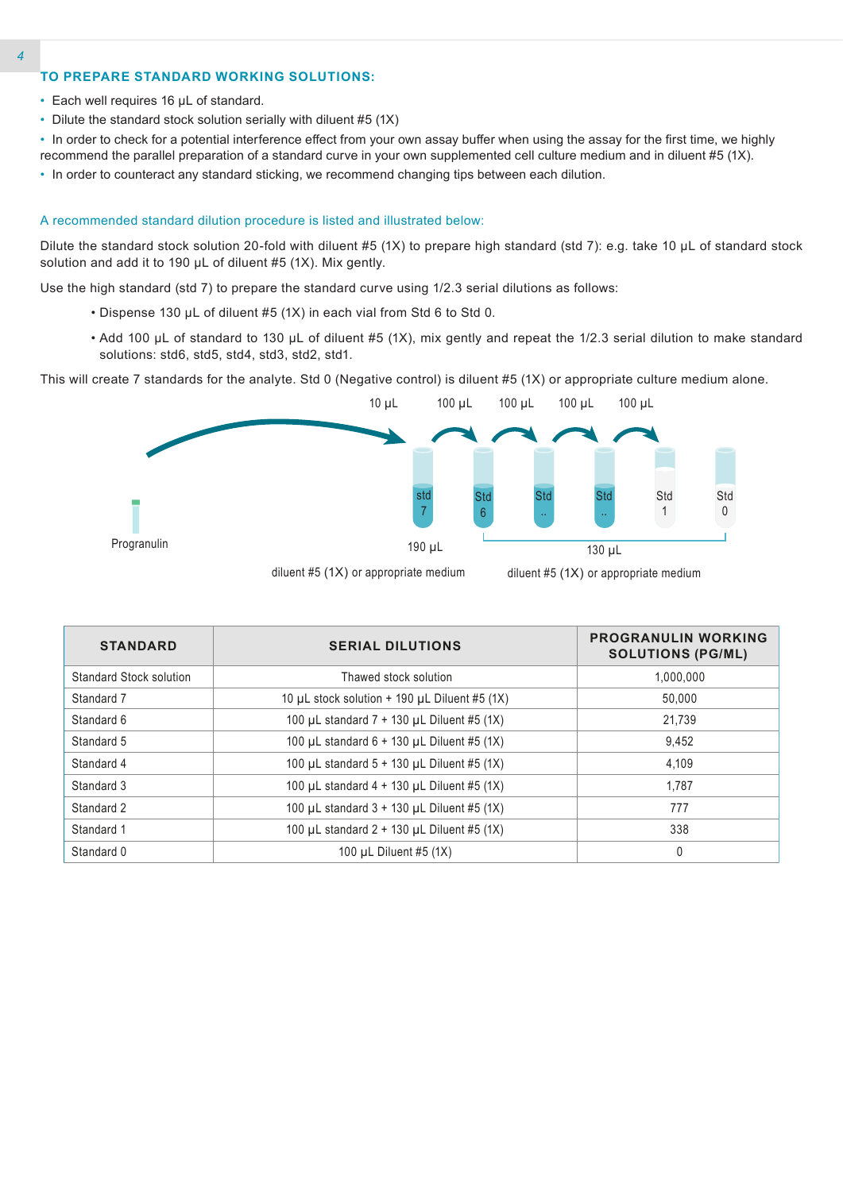## TO PREPARE STANDARD WORKING SOLUTIONS:

- Each well requires 16 µL of standard.
- Dilute the standard stock solution serially with diluent #5 (1X)
- In order to check for a potential interference effect from your own assay buffer when using the assay for the first time, we highly recommend the parallel preparation of a standard curve in your own supplemented cell culture medium and in diluent #5 (1X).
- In order to counteract any standard sticking, we recommend changing tips between each dilution.

A recommended standard dilution procedure is listed and illustrated below:

Dilute the standard stock solution 20-fold with diluent #5 (1X) to prepare high standard (std 7): e.g. take 10 µL of standard stock solution and add it to 190 µL of diluent #5 (1X). Mix gently.

Use the high standard (std 7) to prepare the standard curve using 1/2.3 serial dilutions as follows:

- Dispense 130 µL of diluent #5 (1X) in each vial from Std 6 to Std 0.
- Add 100 µL of standard to 130 µL of diluent #5 (1X), mix gently and repeat the 1/2.3 serial dilution to make standard solutions: std6, std5, std4, std3, std2, std1.

This will create 7 standards for the analyte. Std 0 (Negative control) is diluent #5 (1X) or appropriate culture medium alone.

10 µL 100 µL 100 µL 100 µL 100 µL

Progranulin std 7 Std 6 Std .. Std .. Std 1 Std 0

190 µL diluent #5 (1X) or appropriate medium

130 µL diluent #5 (1X) or appropriate medium

| STANDARD | SERIAL DILUTIONS | PROGRANULIN WORKING SOLUTIONS (PG/ML) |
|---|---|---|
| Standard Stock solution | Thawed stock solution | 1,000,000 |
| Standard 7 | 10 µL stock solution + 190 µL Diluent #5 (1X) | 50,000 |
| Standard 6 | 100 µL standard 7 + 130 µL Diluent #5 (1X) | 21,739 |
| Standard 5 | 100 µL standard 6 + 130 µL Diluent #5 (1X) | 9,452 |
| Standard 4 | 100 µL standard 5 + 130 µL Diluent #5 (1X) | 4,109 |
| Standard 3 | 100 µL standard 4 + 130 µL Diluent #5 (1X) | 1,787 |
| Standard 2 | 100 µL standard 3 + 130 µL Diluent #5 (1X) | 777 |
| Standard 1 | 100 µL standard 2 + 130 µL Diluent #5 (1X) | 338 |
| Standard 0 | 100 µL Diluent #5 (1X) | 0 |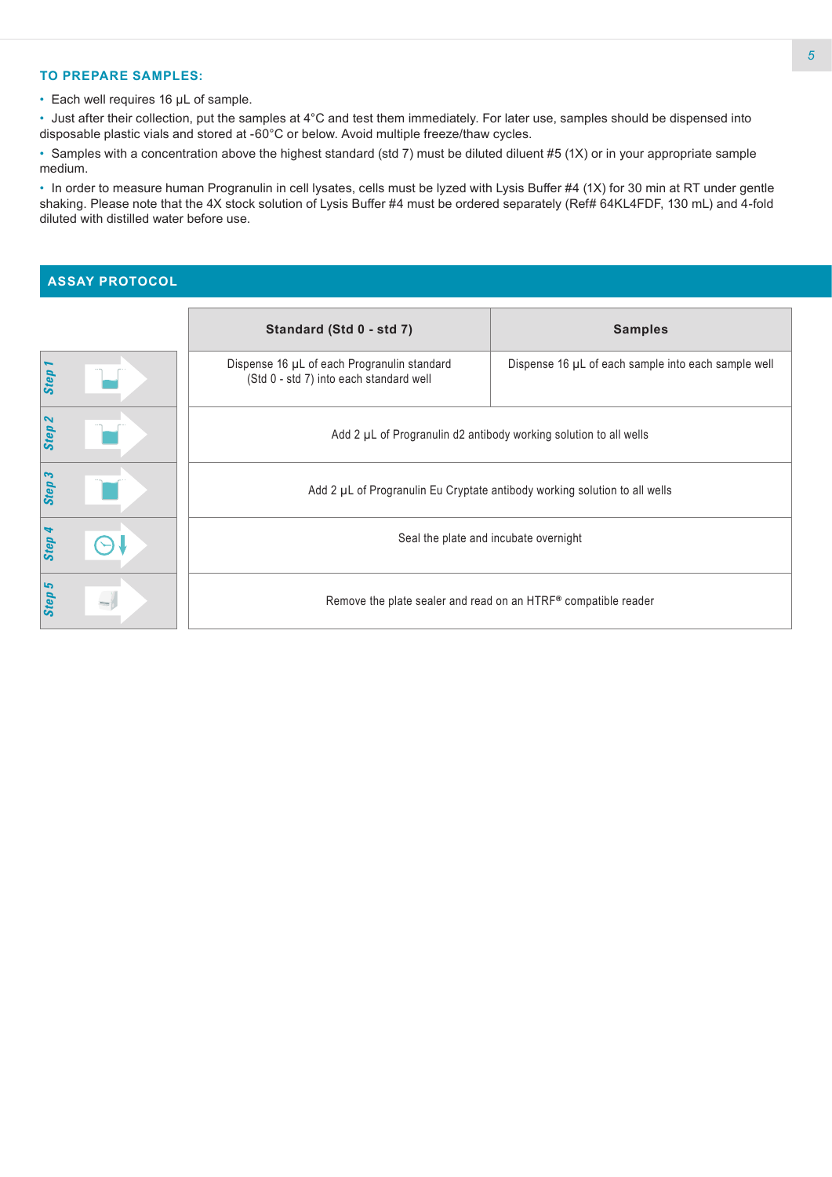### TO PREPARE SAMPLES:

- Each well requires 16 µL of sample.
- Just after their collection, put the samples at 4°C and test them immediately. For later use, samples should be dispensed into disposable plastic vials and stored at -60°C or below. Avoid multiple freeze/thaw cycles.
- Samples with a concentration above the highest standard (std 7) must be diluted diluent #5 (1X) or in your appropriate sample medium.
- In order to measure human Progranulin in cell lysates, cells must be lyzed with Lysis Buffer #4 (1X) for 30 min at RT under gentle shaking. Please note that the 4X stock solution of Lysis Buffer #4 must be ordered separately (Ref# 64KL4FDF, 130 mL) and 4-fold diluted with distilled water before use.

## ASSAY PROTOCOL

| | Standard (Std 0 - std 7) | Samples |
|---|---|---|
| Step 1 | Dispense 16 µL of each Progranulin standard (Std 0 - std 7) into each standard well | Dispense 16 µL of each sample into each sample well |
| Step 2 | Add 2 µL of Progranulin d2 antibody working solution to all wells | |
| Step 3 | Add 2 µL of Progranulin Eu Cryptate antibody working solution to all wells | |
| Step 4 | Seal the plate and incubate overnight | |
| Step 5 | Remove the plate sealer and read on an HTRF® compatible reader | |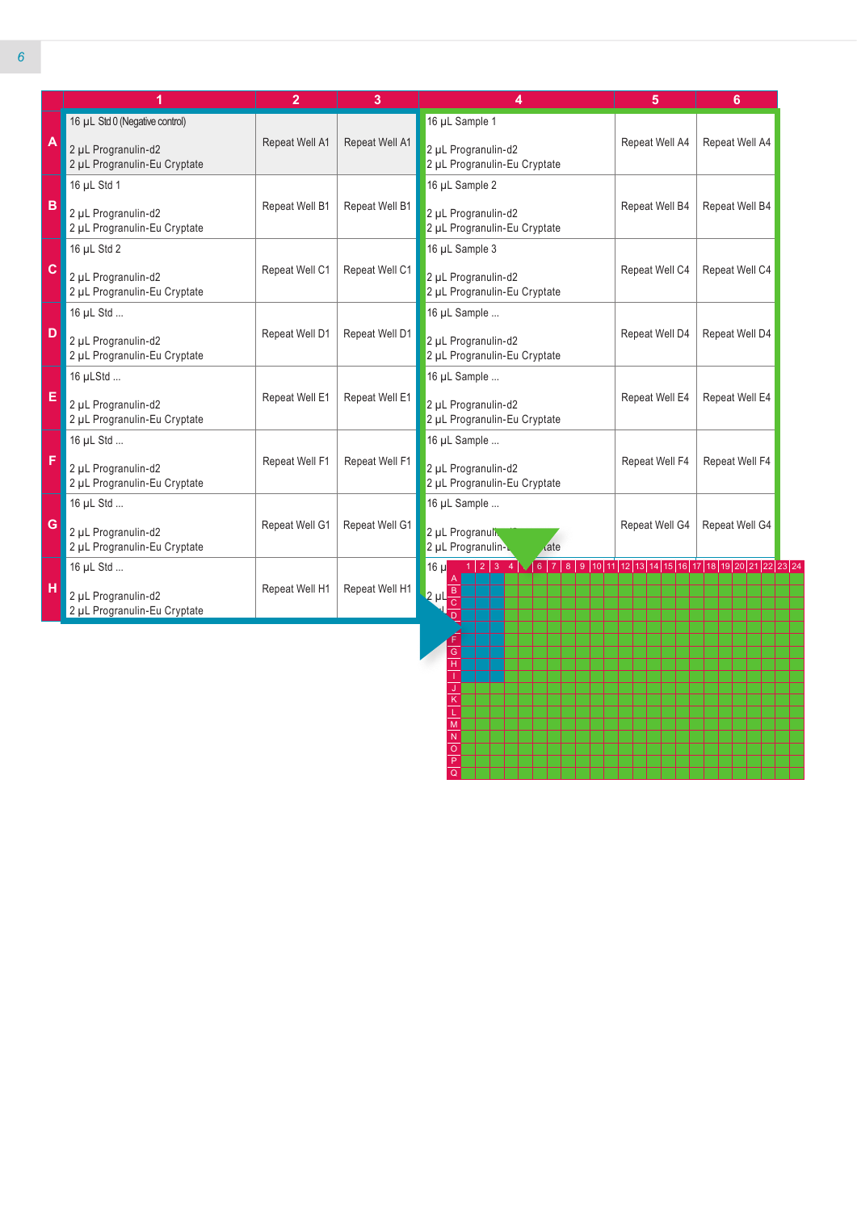| | 1 | 2 | 3 | 4 | 5 | 6 |
|---|---|---|---|---|---|---|
| A | 16 µL Std 0 (Negative control)<br><br>2 µL Progranulin-d2<br>2 µL Progranulin-Eu Cryptate | Repeat Well A1 | Repeat Well A1 | 16 µL Sample 1<br><br>2 µL Progranulin-d2<br>2 µL Progranulin-Eu Cryptate | Repeat Well A4 | Repeat Well A4 |
| B | 16 µL Std 1<br><br>2 µL Progranulin-d2<br>2 µL Progranulin-Eu Cryptate | Repeat Well B1 | Repeat Well B1 | 16 µL Sample 2<br><br>2 µL Progranulin-d2<br>2 µL Progranulin-Eu Cryptate | Repeat Well B4 | Repeat Well B4 |
| C | 16 µL Std 2<br><br>2 µL Progranulin-d2<br>2 µL Progranulin-Eu Cryptate | Repeat Well C1 | Repeat Well C1 | 16 µL Sample 3<br><br>2 µL Progranulin-d2<br>2 µL Progranulin-Eu Cryptate | Repeat Well C4 | Repeat Well C4 |
| D | 16 µL Std ...<br><br>2 µL Progranulin-d2<br>2 µL Progranulin-Eu Cryptate | Repeat Well D1 | Repeat Well D1 | 16 µL Sample ...<br><br>2 µL Progranulin-d2<br>2 µL Progranulin-Eu Cryptate | Repeat Well D4 | Repeat Well D4 |
| E | 16 µLStd ...<br><br>2 µL Progranulin-d2<br>2 µL Progranulin-Eu Cryptate | Repeat Well E1 | Repeat Well E1 | 16 µL Sample ...<br><br>2 µL Progranulin-d2<br>2 µL Progranulin-Eu Cryptate | Repeat Well E4 | Repeat Well E4 |
| F | 16 µL Std ...<br><br>2 µL Progranulin-d2<br>2 µL Progranulin-Eu Cryptate | Repeat Well F1 | Repeat Well F1 | 16 µL Sample ...<br><br>2 µL Progranulin-d2<br>2 µL Progranulin-Eu Cryptate | Repeat Well F4 | Repeat Well F4 |
| G | 16 µL Std ...<br><br>2 µL Progranulin-d2<br>2 µL Progranulin-Eu Cryptate | Repeat Well G1 | Repeat Well G1 | 16 µL Sample ...<br><br>2 µL Progranulin-d2<br>2 µL Progranulin-Eu Cryptate | Repeat Well G4 | Repeat Well G4 |
| H | 16 µL Std ...<br><br>2 µL Progranulin-d2<br>2 µL Progranulin-Eu Cryptate | Repeat Well H1 | Repeat Well H1 | 16 µ...<br><br>2 µL... | | |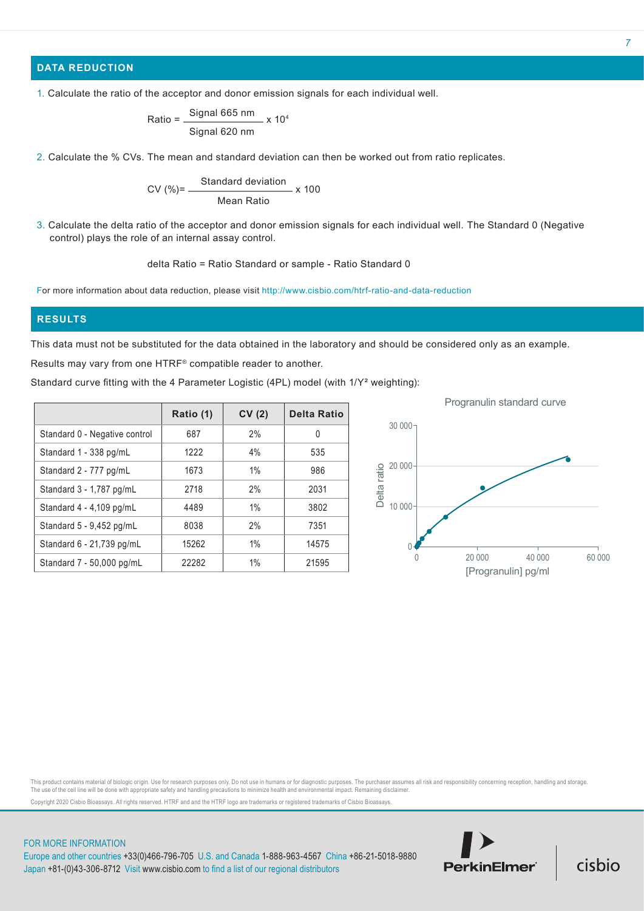## DATA REDUCTION

1. Calculate the ratio of the acceptor and donor emission signals for each individual well.

$$\text{Ratio} = \frac{\text{Signal 665 nm}}{\text{Signal 620 nm}} \times 10^4$$

2. Calculate the % CVs. The mean and standard deviation can then be worked out from ratio replicates.

$$\text{CV (\%)} = \frac{\text{Standard deviation}}{\text{Mean Ratio}} \times 100$$

3. Calculate the delta ratio of the acceptor and donor emission signals for each individual well. The Standard 0 (Negative control) plays the role of an internal assay control.

delta Ratio = Ratio Standard or sample - Ratio Standard 0

For more information about data reduction, please visit http://www.cisbio.com/htrf-ratio-and-data-reduction

## RESULTS

This data must not be substituted for the data obtained in the laboratory and should be considered only as an example.

Results may vary from one HTRF® compatible reader to another.

Standard curve fitting with the 4 Parameter Logistic (4PL) model (with $1/Y^2$ weighting):

| | Ratio (1) | CV (2) | Delta Ratio |
|---|---|---|---|
| Standard 0 - Negative control | 687 | 2% | 0 |
| Standard 1 - 338 pg/mL | 1222 | 4% | 535 |
| Standard 2 - 777 pg/mL | 1673 | 1% | 986 |
| Standard 3 - 1,787 pg/mL | 2718 | 2% | 2031 |
| Standard 4 - 4,109 pg/mL | 4489 | 1% | 3802 |
| Standard 5 - 9,452 pg/mL | 8038 | 2% | 7351 |
| Standard 6 - 21,739 pg/mL | 15262 | 1% | 14575 |
| Standard 7 - 50,000 pg/mL | 22282 | 1% | 21595 |

Progranulin standard curve

Delta ratio

30 000
20 000
10 000
0

0
20 000
40 000
60 000

[Progranulin] pg/ml

This product contains material of biologic origin. Use for research purposes only. Do not use in humans or for diagnostic purposes. The purchaser assumes all risk and responsibility concerning reception, handling and storage. The use of the cell line will be done with appropriate safety and handling precautions to minimize health and environmental impact. Remaining disclaimer.

Copyright 2020 Cisbio Bioassays. All rights reserved. HTRF and and the HTRF logo are trademarks or registered trademarks of Cisbio Bioassays.

FOR MORE INFORMATION
Europe and other countries +33(0)466-796-705 U.S. and Canada 1-888-963-4567 China +86-21-5018-9880
Japan +81-(0)43-306-8712 Visit www.cisbio.com to find a list of our regional distributors